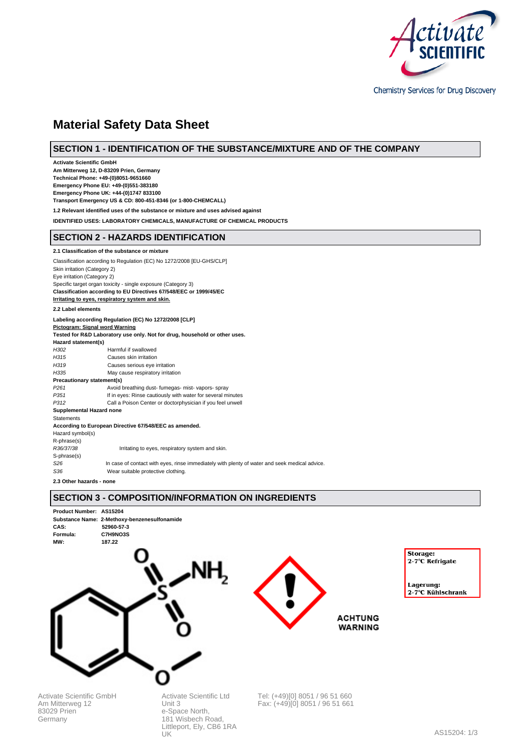# Material Safety Data Sheet

## SECTION 1 - IDENTIFICATION OF THE SUBSTANCE/MIXTURE AND OF THE COMPANY

**Activate Scientific GmbH**
**Am Mitterweg 12, D-83209 Prien, Germany**
**Technical Phone: +49-(0)8051-9651660**
**Emergency Phone EU: +49-(0)551-383180**
**Emergency Phone UK: +44-(0)1747 833100**
**Transport Emergency US & CD: 800-451-8346 (or 1-800-CHEMCALL)**

**1.2 Relevant identified uses of the substance or mixture and uses advised against**

**IDENTIFIED USES: LABORATORY CHEMICALS, MANUFACTURE OF CHEMICAL PRODUCTS**

## SECTION 2 - HAZARDS IDENTIFICATION

**2.1 Classification of the substance or mixture**

Classification according to Regulation (EC) No 1272/2008 [EU-GHS/CLP]
Skin irritation (Category 2)
Eye irritation (Category 2)
Specific target organ toxicity - single exposure (Category 3)
**Classification according to EU Directives 67/548/EEC or 1999/45/EC**
**Irritating to eyes, respiratory system and skin.**

**2.2 Label elements**

**Labeling according Regulation (EC) No 1272/2008 [CLP]**
**Pictogram: Signal word Warning**
**Tested for R&D Laboratory use only. Not for drug, household or other uses.**
**Hazard statement(s)**

| | |
|---|---|
| *H302* | Harmful if swallowed |
| *H315* | Causes skin irritation |
| *H319* | Causes serious eye irritation |
| *H335* | May cause respiratory irritation |

**Precautionary statement(s)**

| | |
|---|---|
| *P261* | Avoid breathing dust- fumegas- mist- vapors- spray |
| *P351* | If in eyes: Rinse cautiously with water for several minutes |
| *P312* | Call a Poison Center or doctorphysician if you feel unwell |

**Supplemental Hazard none**
Statements
**According to European Directive 67/548/EEC as amended.**
Hazard symbol(s)
R-phrase(s)

| | |
|---|---|
| *R36/37/38* | Irritating to eyes, respiratory system and skin. |

S-phrase(s)

| | |
|---|---|
| *S26* | In case of contact with eyes, rinse immediately with plenty of water and seek medical advice. |
| *S36* | Wear suitable protective clothing. |

**2.3 Other hazards - none**

## SECTION 3 - COMPOSITION/INFORMATION ON INGREDIENTS

**Product Number: AS15204**
**Substance Name: 2-Methoxy-benzenesulfonamide**
**CAS: 52960-57-3**
**Formula: C7H9NO3S**
**MW: 187.22**

**ACHTUNG**
**WARNING**

**Storage:**
**2-7°C Refrigate**

**Lagerung:**
**2-7°C Kühlschrank**

Activate Scientific GmbH
Am Mitterweg 12
83029 Prien
Germany

Activate Scientific Ltd
Unit 3
e-Space North,
181 Wisbech Road,
Littleport, Ely, CB6 1RA
UK

Tel: (+49)[0] 8051 / 96 51 660
Fax: (+49)[0] 8051 / 96 51 661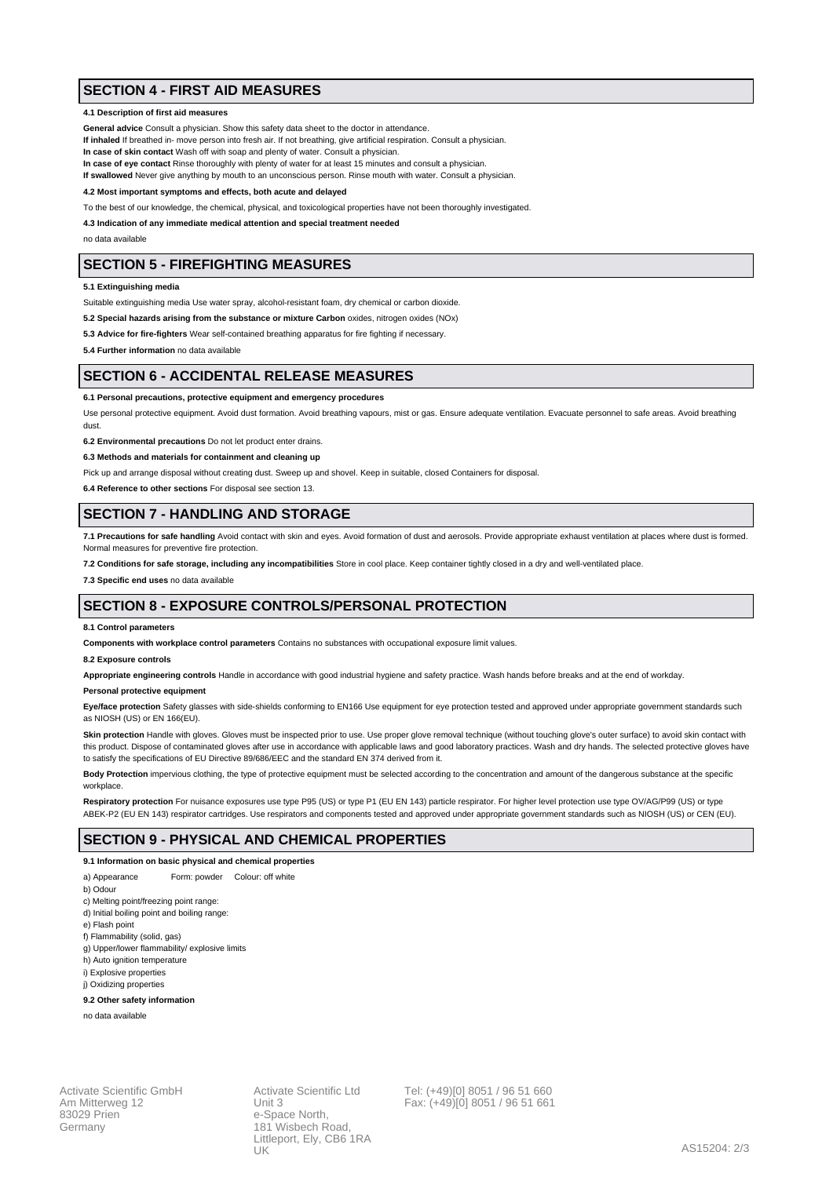## SECTION 4 - FIRST AID MEASURES

**4.1 Description of first aid measures**

**General advice** Consult a physician. Show this safety data sheet to the doctor in attendance.
**If inhaled** If breathed in- move person into fresh air. If not breathing, give artificial respiration. Consult a physician.
**In case of skin contact** Wash off with soap and plenty of water. Consult a physician.
**In case of eye contact** Rinse thoroughly with plenty of water for at least 15 minutes and consult a physician.
**If swallowed** Never give anything by mouth to an unconscious person. Rinse mouth with water. Consult a physician.

**4.2 Most important symptoms and effects, both acute and delayed**

To the best of our knowledge, the chemical, physical, and toxicological properties have not been thoroughly investigated.

**4.3 Indication of any immediate medical attention and special treatment needed**

no data available

## SECTION 5 - FIREFIGHTING MEASURES

**5.1 Extinguishing media**

Suitable extinguishing media Use water spray, alcohol-resistant foam, dry chemical or carbon dioxide.

**5.2 Special hazards arising from the substance or mixture Carbon** oxides, nitrogen oxides (NOx)

**5.3 Advice for fire-fighters** Wear self-contained breathing apparatus for fire fighting if necessary.

**5.4 Further information** no data available

## SECTION 6 - ACCIDENTAL RELEASE MEASURES

**6.1 Personal precautions, protective equipment and emergency procedures**

Use personal protective equipment. Avoid dust formation. Avoid breathing vapours, mist or gas. Ensure adequate ventilation. Evacuate personnel to safe areas. Avoid breathing dust.

**6.2 Environmental precautions** Do not let product enter drains.

**6.3 Methods and materials for containment and cleaning up**

Pick up and arrange disposal without creating dust. Sweep up and shovel. Keep in suitable, closed Containers for disposal.

**6.4 Reference to other sections** For disposal see section 13.

## SECTION 7 - HANDLING AND STORAGE

**7.1 Precautions for safe handling** Avoid contact with skin and eyes. Avoid formation of dust and aerosols. Provide appropriate exhaust ventilation at places where dust is formed. Normal measures for preventive fire protection.

**7.2 Conditions for safe storage, including any incompatibilities** Store in cool place. Keep container tightly closed in a dry and well-ventilated place.

**7.3 Specific end uses** no data available

## SECTION 8 - EXPOSURE CONTROLS/PERSONAL PROTECTION

**8.1 Control parameters**

**Components with workplace control parameters** Contains no substances with occupational exposure limit values.

**8.2 Exposure controls**

**Appropriate engineering controls** Handle in accordance with good industrial hygiene and safety practice. Wash hands before breaks and at the end of workday.

**Personal protective equipment**

**Eye/face protection** Safety glasses with side-shields conforming to EN166 Use equipment for eye protection tested and approved under appropriate government standards such as NIOSH (US) or EN 166(EU).

**Skin protection** Handle with gloves. Gloves must be inspected prior to use. Use proper glove removal technique (without touching glove's outer surface) to avoid skin contact with this product. Dispose of contaminated gloves after use in accordance with applicable laws and good laboratory practices. Wash and dry hands. The selected protective gloves have to satisfy the specifications of EU Directive 89/686/EEC and the standard EN 374 derived from it.

**Body Protection** impervious clothing, the type of protective equipment must be selected according to the concentration and amount of the dangerous substance at the specific workplace.

**Respiratory protection** For nuisance exposures use type P95 (US) or type P1 (EU EN 143) particle respirator. For higher level protection use type OV/AG/P99 (US) or type ABEK-P2 (EU EN 143) respirator cartridges. Use respirators and components tested and approved under appropriate government standards such as NIOSH (US) or CEN (EU).

## SECTION 9 - PHYSICAL AND CHEMICAL PROPERTIES

**9.1 Information on basic physical and chemical properties**

a) Appearance Form: powder Colour: off white
b) Odour
c) Melting point/freezing point range:
d) Initial boiling point and boiling range:
e) Flash point
f) Flammability (solid, gas)
g) Upper/lower flammability/ explosive limits
h) Auto ignition temperature
i) Explosive properties
j) Oxidizing properties

**9.2 Other safety information**

no data available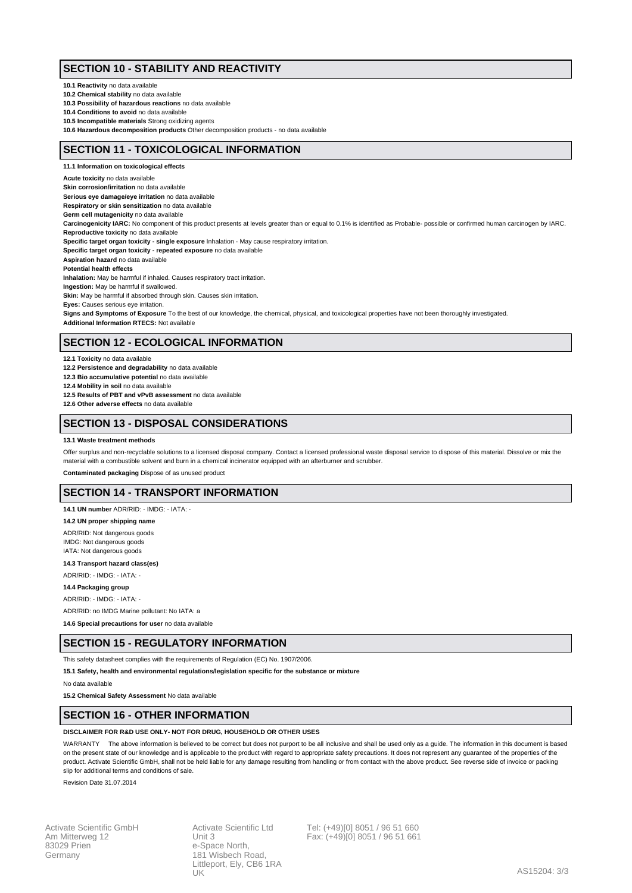## SECTION 10 - STABILITY AND REACTIVITY

**10.1 Reactivity** no data available
**10.2 Chemical stability** no data available
**10.3 Possibility of hazardous reactions** no data available
**10.4 Conditions to avoid** no data available
**10.5 Incompatible materials** Strong oxidizing agents
**10.6 Hazardous decomposition products** Other decomposition products - no data available

## SECTION 11 - TOXICOLOGICAL INFORMATION

**11.1 Information on toxicological effects**

**Acute toxicity** no data available
**Skin corrosion/irritation** no data available
**Serious eye damage/eye irritation** no data available
**Respiratory or skin sensitization** no data available
**Germ cell mutagenicity** no data available
**Carcinogenicity IARC:** No component of this product presents at levels greater than or equal to 0.1% is identified as Probable- possible or confirmed human carcinogen by IARC.
**Reproductive toxicity** no data available
**Specific target organ toxicity - single exposure** Inhalation - May cause respiratory irritation.
**Specific target organ toxicity - repeated exposure** no data available
**Aspiration hazard** no data available
**Potential health effects**
**Inhalation:** May be harmful if inhaled. Causes respiratory tract irritation.
**Ingestion:** May be harmful if swallowed.
**Skin:** May be harmful if absorbed through skin. Causes skin irritation.
**Eyes:** Causes serious eye irritation.
**Signs and Symptoms of Exposure** To the best of our knowledge, the chemical, physical, and toxicological properties have not been thoroughly investigated.
**Additional Information RTECS:** Not available

## SECTION 12 - ECOLOGICAL INFORMATION

**12.1 Toxicity** no data available
**12.2 Persistence and degradability** no data available
**12.3 Bio accumulative potential** no data available
**12.4 Mobility in soil** no data available
**12.5 Results of PBT and vPvB assessment** no data available
**12.6 Other adverse effects** no data available

## SECTION 13 - DISPOSAL CONSIDERATIONS

**13.1 Waste treatment methods**

Offer surplus and non-recyclable solutions to a licensed disposal company. Contact a licensed professional waste disposal service to dispose of this material. Dissolve or mix the material with a combustible solvent and burn in a chemical incinerator equipped with an afterburner and scrubber.

**Contaminated packaging** Dispose of as unused product

## SECTION 14 - TRANSPORT INFORMATION

**14.1 UN number** ADR/RID: - IMDG: - IATA: -

**14.2 UN proper shipping name**

ADR/RID: Not dangerous goods
IMDG: Not dangerous goods
IATA: Not dangerous goods

**14.3 Transport hazard class(es)**

ADR/RID: - IMDG: - IATA: -

**14.4 Packaging group**

ADR/RID: - IMDG: - IATA: -

ADR/RID: no IMDG Marine pollutant: No IATA: a

**14.6 Special precautions for user** no data available

## SECTION 15 - REGULATORY INFORMATION

This safety datasheet complies with the requirements of Regulation (EC) No. 1907/2006.

**15.1 Safety, health and environmental regulations/legislation specific for the substance or mixture**

No data available

**15.2 Chemical Safety Assessment** No data available

## SECTION 16 - OTHER INFORMATION

**DISCLAIMER FOR R&D USE ONLY- NOT FOR DRUG, HOUSEHOLD OR OTHER USES**

WARRANTY The above information is believed to be correct but does not purport to be all inclusive and shall be used only as a guide. The information in this document is based on the present state of our knowledge and is applicable to the product with regard to appropriate safety precautions. It does not represent any guarantee of the properties of the product. Activate Scientific GmbH, shall not be held liable for any damage resulting from handling or from contact with the above product. See reverse side of invoice or packing slip for additional terms and conditions of sale.

Revision Date 31.07.2014

Activate Scientific GmbH
Am Mitterweg 12
83029 Prien
Germany

Activate Scientific Ltd
Unit 3
e-Space North,
181 Wisbech Road,
Littleport, Ely, CB6 1RA
UK

Tel: (+49)[0] 8051 / 96 51 660
Fax: (+49)[0] 8051 / 96 51 661